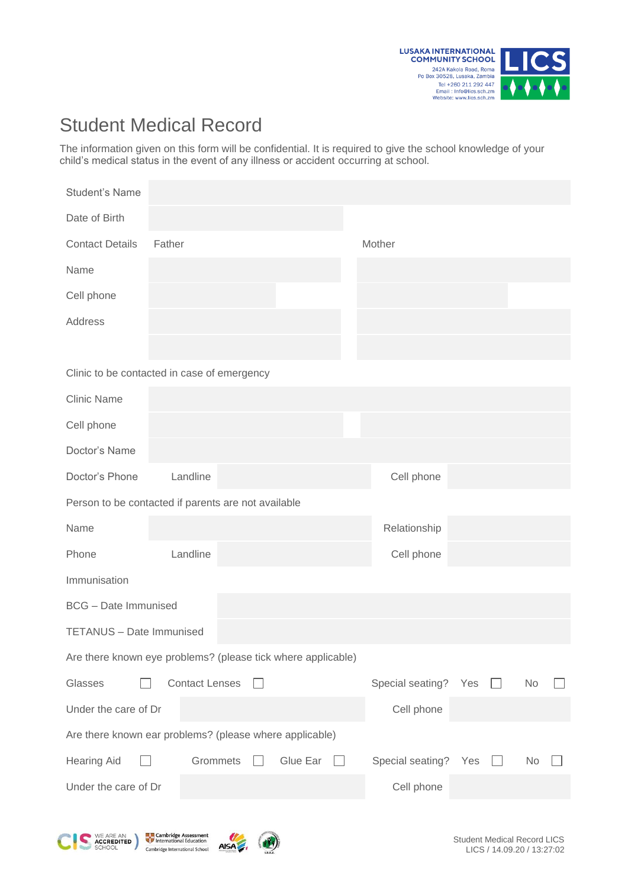LUSAKA INTERNATIONAL COMMUNITY SCHOOL
242A Kakola Road, Roma
Po Box 30528, Lusaka, Zambia
Tel +260 211 292 447
Email : info@lics.sch.zm
Website: www.lics.sch.zm

# Student Medical Record

The information given on this form will be confidential. It is required to give the school knowledge of your child's medical status in the event of any illness or accident occurring at school.

| | | | |
|---|---|---|---|
| Student's Name | | | |
| Date of Birth | | | |
| Contact Details | Father | Mother | |
| Name | | | |
| Cell phone | | | |
| Address | | | |
| | | | |

Clinic to be contacted in case of emergency

| | | | |
|---|---|---|---|
| Clinic Name | | | |
| Cell phone | | | |
| Doctor's Name | | | |
| Doctor's Phone | Landline | Cell phone | |

Person to be contacted if parents are not available

| | | | |
|---|---|---|---|
| Name | | Relationship | |
| Phone | Landline | Cell phone | |

Immunisation

| | |
|---|---|
| BCG – Date Immunised | |
| TETANUS – Date Immunised | |

Are there known eye problems? (please tick where applicable)

Glasses ☐ Contact Lenses ☐ Special seating? Yes ☐ No ☐

| | | | |
|---|---|---|---|
| Under the care of Dr | | Cell phone | |

Are there known ear problems? (please where applicable)

Hearing Aid ☐ Grommets ☐ Glue Ear ☐ Special seating? Yes ☐ No ☐

| | | | |
|---|---|---|---|
| Under the care of Dr | | Cell phone | |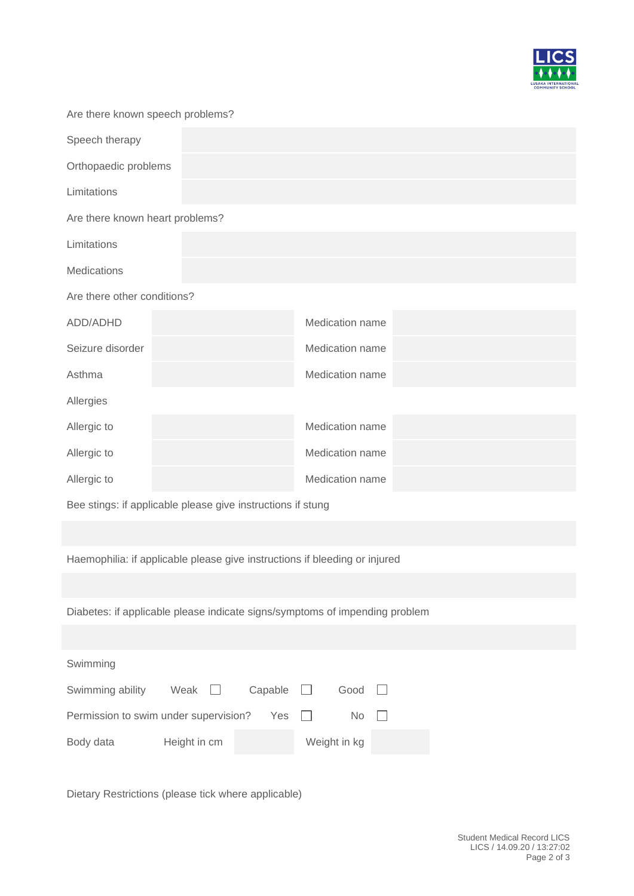Are there known speech problems?

| | |
|---|---|
| Speech therapy | |
| Orthopaedic problems | |
| Limitations | |

Are there known heart problems?

| | |
|---|---|
| Limitations | |
| Medications | |

Are there other conditions?

| | | | |
|---|---|---|---|
| ADD/ADHD | | Medication name | |
| Seizure disorder | | Medication name | |
| Asthma | | Medication name | |

Allergies

| | | | |
|---|---|---|---|
| Allergic to | | Medication name | |
| Allergic to | | Medication name | |
| Allergic to | | Medication name | |

Bee stings: if applicable please give instructions if stung

Haemophilia: if applicable please give instructions if bleeding or injured

Diabetes: if applicable please indicate signs/symptoms of impending problem

Swimming

Swimming ability   Weak ☐   Capable ☐   Good ☐

Permission to swim under supervision?   Yes ☐   No ☐

| Body data | Height in cm | | Weight in kg | |
|---|---|---|---|---|

Dietary Restrictions (please tick where applicable)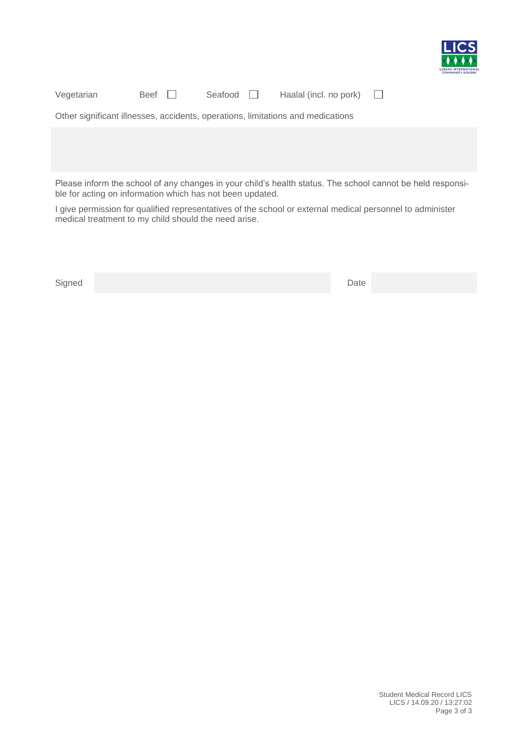Vegetarian Beef ☐ Seafood ☐ Haalal (incl. no pork) ☐

Other significant illnesses, accidents, operations, limitations and medications

Please inform the school of any changes in your child's health status. The school cannot be held responsible for acting on information which has not been updated.

I give permission for qualified representatives of the school or external medical personnel to administer medical treatment to my child should the need arise.

Signed Date